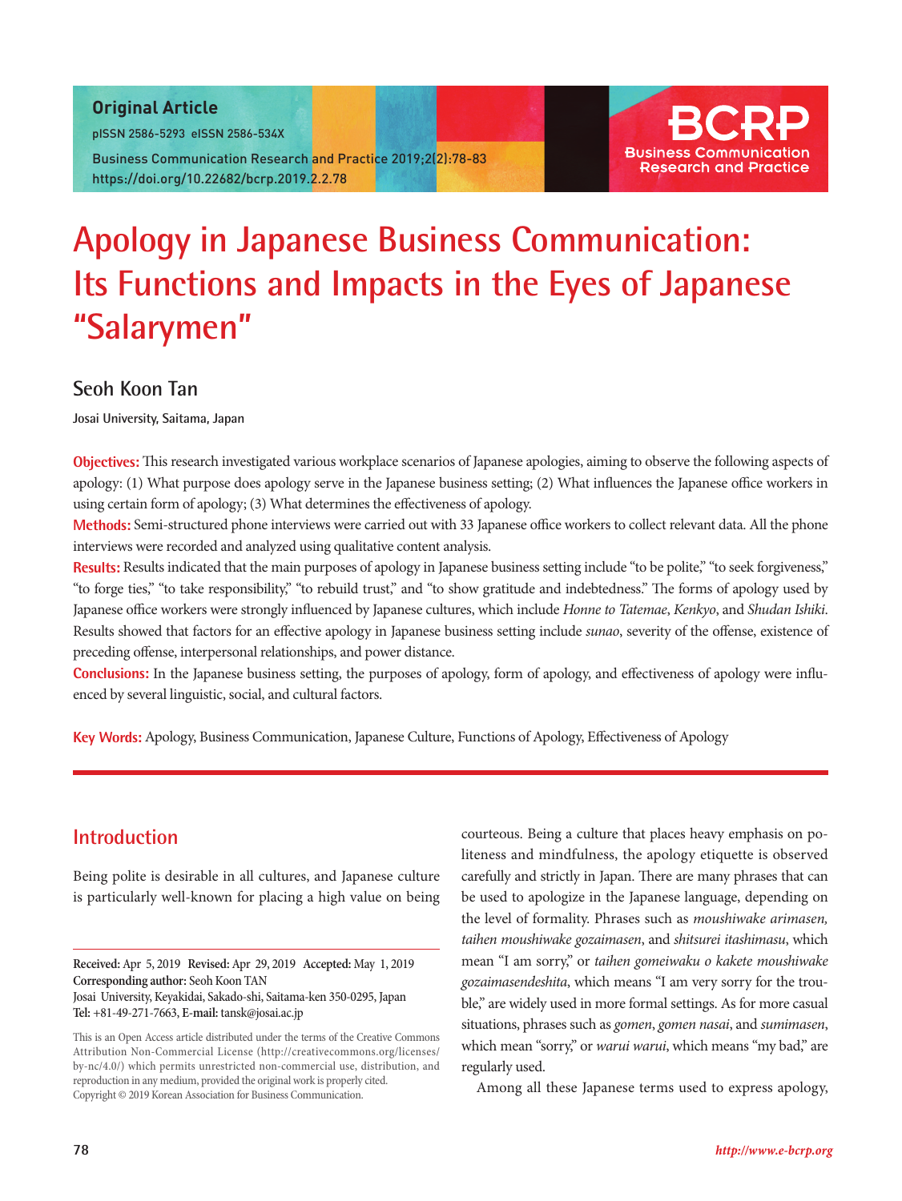Original Article

pISSN 2586-5293 eISSN 2586-534X

# Apology in Japanese Business Communication: Its Functions and Impacts in the Eyes of Japanese "Salarymen"

## Seoh Koon Tan

Josai University, Saitama, Japan

**Objectives:** This research investigated various workplace scenarios of Japanese apologies, aiming to observe the following aspects of apology: (1) What purpose does apology serve in the Japanese business setting; (2) What influences the Japanese office workers in using certain form of apology; (3) What determines the effectiveness of apology.

**Methods:** Semi-structured phone interviews were carried out with 33 Japanese office workers to collect relevant data. All the phone interviews were recorded and analyzed using qualitative content analysis.

**Results:** Results indicated that the main purposes of apology in Japanese business setting include "to be polite," "to seek forgiveness," "to forge ties," "to take responsibility," "to rebuild trust," and "to show gratitude and indebtedness." The forms of apology used by Japanese office workers were strongly influenced by Japanese cultures, which include *Honne to Tatemae*, *Kenkyo*, and *Shudan Ishiki*. Results showed that factors for an effective apology in Japanese business setting include *sunao*, severity of the offense, existence of preceding offense, interpersonal relationships, and power distance.

**Conclusions:** In the Japanese business setting, the purposes of apology, form of apology, and effectiveness of apology were influenced by several linguistic, social, and cultural factors.

**Key Words:** Apology, Business Communication, Japanese Culture, Functions of Apology, Effectiveness of Apology

## Introduction

Being polite is desirable in all cultures, and Japanese culture is particularly well-known for placing a high value on being courteous. Being a culture that places heavy emphasis on politeness and mindfulness, the apology etiquette is observed carefully and strictly in Japan. There are many phrases that can be used to apologize in the Japanese language, depending on the level of formality. Phrases such as *moushiwake arimasen, taihen moushiwake gozaimasen*, and *shitsurei itashimasu*, which mean "I am sorry," or *taihen gomeiwaku o kakete moushiwake gozaimasendeshita*, which means "I am very sorry for the trouble," are widely used in more formal settings. As for more casual situations, phrases such as *gomen*, *gomen nasai*, and *sumimasen*, which mean "sorry," or *warui warui*, which means "my bad," are regularly used.

Among all these Japanese terms used to express apology,

**Received:** Apr 5, 2019 **Revised:** Apr 29, 2019 **Accepted:** May 1, 2019
**Corresponding author:** Seoh Koon TAN
Josai University, Keyakidai, Sakado-shi, Saitama-ken 350-0295, Japan
**Tel:** +81-49-271-7663, **E-mail:** tansk@josai.ac.jp

This is an Open Access article distributed under the terms of the Creative Commons Attribution Non-Commercial License (http://creativecommons.org/licenses/by-nc/4.0/) which permits unrestricted non-commercial use, distribution, and reproduction in any medium, provided the original work is properly cited.
Copyright © 2019 Korean Association for Business Communication.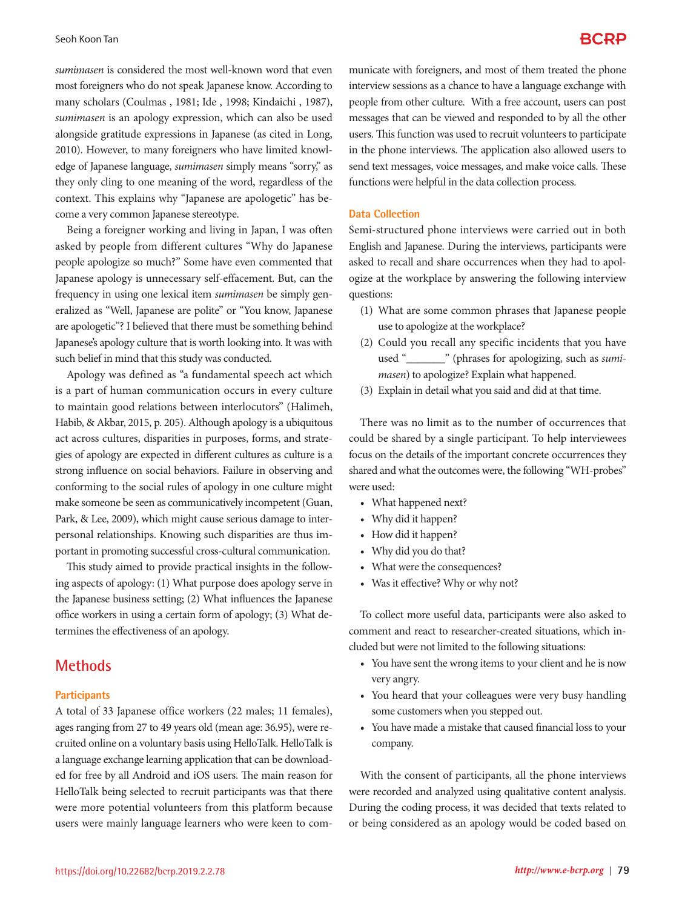*sumimasen* is considered the most well-known word that even most foreigners who do not speak Japanese know. According to many scholars (Coulmas , 1981; Ide , 1998; Kindaichi , 1987), *sumimasen* is an apology expression, which can also be used alongside gratitude expressions in Japanese (as cited in Long, 2010). However, to many foreigners who have limited knowledge of Japanese language, *sumimasen* simply means "sorry," as they only cling to one meaning of the word, regardless of the context. This explains why "Japanese are apologetic" has become a very common Japanese stereotype.

Being a foreigner working and living in Japan, I was often asked by people from different cultures "Why do Japanese people apologize so much?" Some have even commented that Japanese apology is unnecessary self-effacement. But, can the frequency in using one lexical item *sumimasen* be simply generalized as "Well, Japanese are polite" or "You know, Japanese are apologetic"? I believed that there must be something behind Japanese's apology culture that is worth looking into. It was with such belief in mind that this study was conducted.

Apology was defined as "a fundamental speech act which is a part of human communication occurs in every culture to maintain good relations between interlocutors" (Halimeh, Habib, & Akbar, 2015, p. 205). Although apology is a ubiquitous act across cultures, disparities in purposes, forms, and strategies of apology are expected in different cultures as culture is a strong influence on social behaviors. Failure in observing and conforming to the social rules of apology in one culture might make someone be seen as communicatively incompetent (Guan, Park, & Lee, 2009), which might cause serious damage to interpersonal relationships. Knowing such disparities are thus important in promoting successful cross-cultural communication.

This study aimed to provide practical insights in the following aspects of apology: (1) What purpose does apology serve in the Japanese business setting; (2) What influences the Japanese office workers in using a certain form of apology; (3) What determines the effectiveness of an apology.

## Methods

### Participants

A total of 33 Japanese office workers (22 males; 11 females), ages ranging from 27 to 49 years old (mean age: 36.95), were recruited online on a voluntary basis using HelloTalk. HelloTalk is a language exchange learning application that can be downloaded for free by all Android and iOS users. The main reason for HelloTalk being selected to recruit participants was that there were more potential volunteers from this platform because users were mainly language learners who were keen to communicate with foreigners, and most of them treated the phone interview sessions as a chance to have a language exchange with people from other culture. With a free account, users can post messages that can be viewed and responded to by all the other users. This function was used to recruit volunteers to participate in the phone interviews. The application also allowed users to send text messages, voice messages, and make voice calls. These functions were helpful in the data collection process.

### Data Collection

Semi-structured phone interviews were carried out in both English and Japanese. During the interviews, participants were asked to recall and share occurrences when they had to apologize at the workplace by answering the following interview questions:

(1) What are some common phrases that Japanese people use to apologize at the workplace?
(2) Could you recall any specific incidents that you have used "_______" (phrases for apologizing, such as *sumimasen*) to apologize? Explain what happened.
(3) Explain in detail what you said and did at that time.

There was no limit as to the number of occurrences that could be shared by a single participant. To help interviewees focus on the details of the important concrete occurrences they shared and what the outcomes were, the following "WH-probes" were used:

- What happened next?
- Why did it happen?
- How did it happen?
- Why did you do that?
- What were the consequences?
- Was it effective? Why or why not?

To collect more useful data, participants were also asked to comment and react to researcher-created situations, which included but were not limited to the following situations:

- You have sent the wrong items to your client and he is now very angry.
- You heard that your colleagues were very busy handling some customers when you stepped out.
- You have made a mistake that caused financial loss to your company.

With the consent of participants, all the phone interviews were recorded and analyzed using qualitative content analysis. During the coding process, it was decided that texts related to or being considered as an apology would be coded based on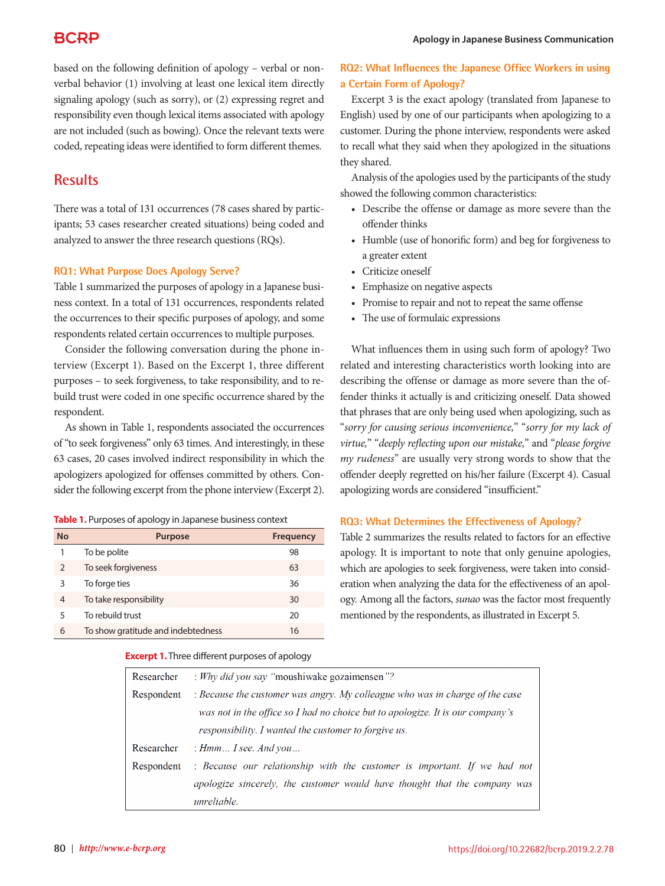based on the following definition of apology – verbal or nonverbal behavior (1) involving at least one lexical item directly signaling apology (such as sorry), or (2) expressing regret and responsibility even though lexical items associated with apology are not included (such as bowing). Once the relevant texts were coded, repeating ideas were identified to form different themes.

## Results

There was a total of 131 occurrences (78 cases shared by participants; 53 cases researcher created situations) being coded and analyzed to answer the three research questions (RQs).

### RQ1: What Purpose Does Apology Serve?

Table 1 summarized the purposes of apology in a Japanese business context. In a total of 131 occurrences, respondents related the occurrences to their specific purposes of apology, and some respondents related certain occurrences to multiple purposes.

Consider the following conversation during the phone interview (Excerpt 1). Based on the Excerpt 1, three different purposes – to seek forgiveness, to take responsibility, and to rebuild trust were coded in one specific occurrence shared by the respondent.

As shown in Table 1, respondents associated the occurrences of "to seek forgiveness" only 63 times. And interestingly, in these 63 cases, 20 cases involved indirect responsibility in which the apologizers apologized for offenses committed by others. Consider the following excerpt from the phone interview (Excerpt 2).

**Table 1.** Purposes of apology in Japanese business context

| No | Purpose | Frequency |
|---|---|---|
| 1 | To be polite | 98 |
| 2 | To seek forgiveness | 63 |
| 3 | To forge ties | 36 |
| 4 | To take responsibility | 30 |
| 5 | To rebuild trust | 20 |
| 6 | To show gratitude and indebtedness | 16 |

### RQ2: What Influences the Japanese Office Workers in using a Certain Form of Apology?

Excerpt 3 is the exact apology (translated from Japanese to English) used by one of our participants when apologizing to a customer. During the phone interview, respondents were asked to recall what they said when they apologized in the situations they shared.

Analysis of the apologies used by the participants of the study showed the following common characteristics:

- Describe the offense or damage as more severe than the offender thinks
- Humble (use of honorific form) and beg for forgiveness to a greater extent
- Criticize oneself
- Emphasize on negative aspects
- Promise to repair and not to repeat the same offense
- The use of formulaic expressions

What influences them in using such form of apology? Two related and interesting characteristics worth looking into are describing the offense or damage as more severe than the offender thinks it actually is and criticizing oneself. Data showed that phrases that are only being used when apologizing, such as "*sorry for causing serious inconvenience,*" "*sorry for my lack of virtue,*" "*deeply reflecting upon our mistake,*" and "*please forgive my rudeness*" are usually very strong words to show that the offender deeply regretted on his/her failure (Excerpt 4). Casual apologizing words are considered "insufficient."

### RQ3: What Determines the Effectiveness of Apology?

Table 2 summarizes the results related to factors for an effective apology. It is important to note that only genuine apologies, which are apologies to seek forgiveness, were taken into consideration when analyzing the data for the effectiveness of an apology. Among all the factors, *sunao* was the factor most frequently mentioned by the respondents, as illustrated in Excerpt 5.

**Excerpt 1.** Three different purposes of apology

| | |
|---|---|
| Researcher | : *Why did you say "*moushiwake gozaimensen*"?* |
| Respondent | : *Because the customer was angry. My colleague who was in charge of the case was not in the office so I had no choice but to apologize. It is our company's responsibility. I wanted the customer to forgive us.* |
| Researcher | : *Hmm... I see. And you...* |
| Respondent | : *Because our relationship with the customer is important. If we had not apologize sincerely, the customer would have thought that the company was unreliable.* |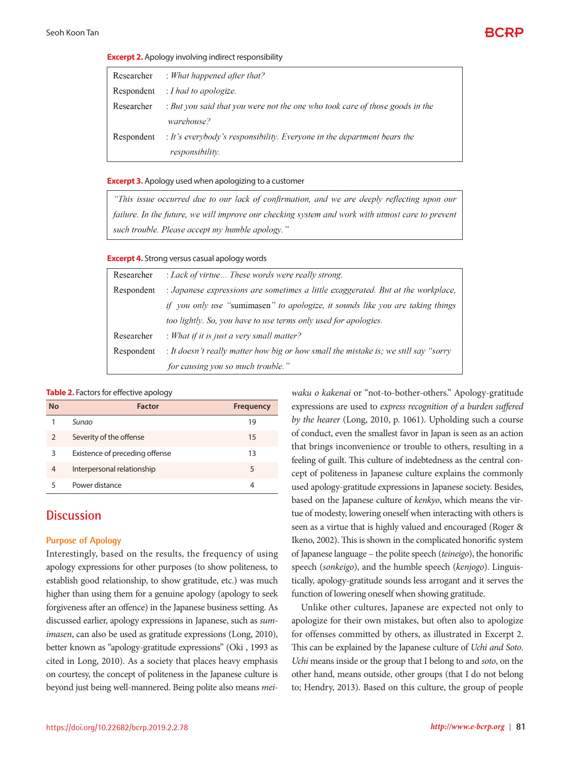**Excerpt 2.** Apology involving indirect responsibility

| | |
|---|---|
| Researcher | : *What happened after that?* |
| Respondent | : *I had to apologize.* |
| Researcher | : *But you said that you were not the one who took care of those goods in the warehouse?* |
| Respondent | : *It's everybody's responsibility. Everyone in the department bears the responsibility.* |

**Excerpt 3.** Apology used when apologizing to a customer

> *"This issue occurred due to our lack of confirmation, and we are deeply reflecting upon our failure. In the future, we will improve our checking system and work with utmost care to prevent such trouble. Please accept my humble apology."*

**Excerpt 4.** Strong versus casual apology words

| | |
|---|---|
| Researcher | : *Lack of virtue... These words were really strong.* |
| Respondent | : *Japanese expressions are sometimes a little exaggerated. But at the workplace, if you only use "*sumimasen*" to apologize, it sounds like you are taking things too lightly. So, you have to use terms only used for apologies.* |
| Researcher | : *What if it is just a very small matter?* |
| Respondent | : *It doesn't really matter how big or how small the mistake is; we still say "sorry for causing you so much trouble."* |

**Table 2.** Factors for effective apology

| No | Factor | Frequency |
|---|---|---|
| 1 | *Sunao* | 19 |
| 2 | Severity of the offense | 15 |
| 3 | Existence of preceding offense | 13 |
| 4 | Interpersonal relationship | 5 |
| 5 | Power distance | 4 |

## Discussion

### Purpose of Apology

Interestingly, based on the results, the frequency of using apology expressions for other purposes (to show politeness, to establish good relationship, to show gratitude, etc.) was much higher than using them for a genuine apology (apology to seek forgiveness after an offence) in the Japanese business setting. As discussed earlier, apology expressions in Japanese, such as *sumimasen*, can also be used as gratitude expressions (Long, 2010), better known as "apology-gratitude expressions" (Oki , 1993 as cited in Long, 2010). As a society that places heavy emphasis on courtesy, the concept of politeness in the Japanese culture is beyond just being well-mannered. Being polite also means *meiwaku o kakenai* or "not-to-bother-others." Apology-gratitude expressions are used to *express recognition of a burden suffered by the hearer* (Long, 2010, p. 1061). Upholding such a course of conduct, even the smallest favor in Japan is seen as an action that brings inconvenience or trouble to others, resulting in a feeling of guilt. This culture of indebtedness as the central concept of politeness in Japanese culture explains the commonly used apology-gratitude expressions in Japanese society. Besides, based on the Japanese culture of *kenkyo*, which means the virtue of modesty, lowering oneself when interacting with others is seen as a virtue that is highly valued and encouraged (Roger & Ikeno, 2002). This is shown in the complicated honorific system of Japanese language – the polite speech (*teineigo*), the honorific speech (*sonkeigo*), and the humble speech (*kenjogo*). Linguistically, apology-gratitude sounds less arrogant and it serves the function of lowering oneself when showing gratitude.

Unlike other cultures, Japanese are expected not only to apologize for their own mistakes, but often also to apologize for offenses committed by others, as illustrated in Excerpt 2. This can be explained by the Japanese culture of *Uchi and Soto*. *Uchi* means inside or the group that I belong to and *soto*, on the other hand, means outside, other groups (that I do not belong to; Hendry, 2013). Based on this culture, the group of people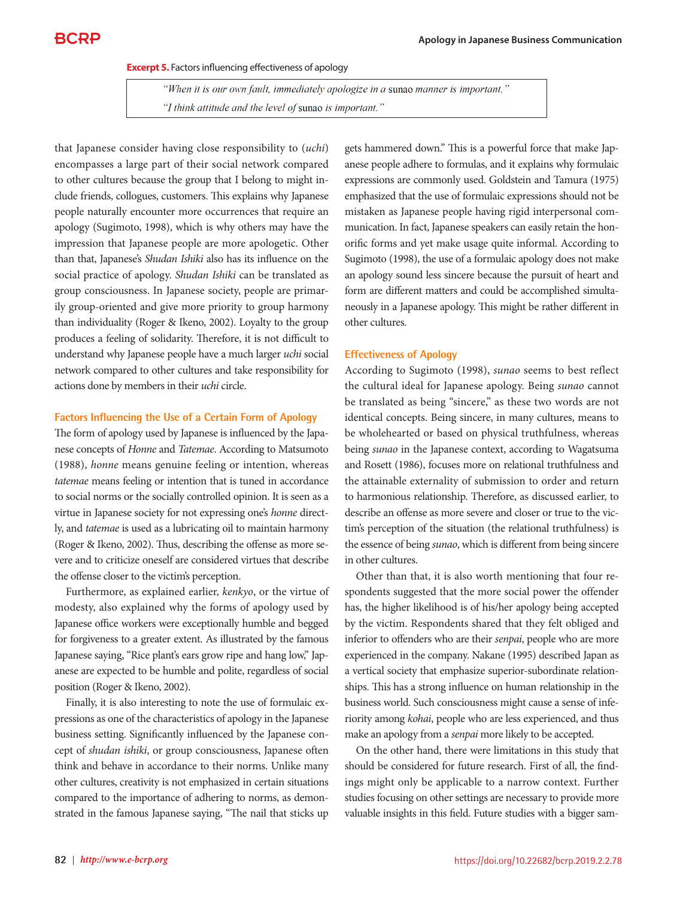**Excerpt 5.** Factors influencing effectiveness of apology

> *"When it is our own fault, immediately apologize in a* sunao *manner is important."*
> *"I think attitude and the level of* sunao *is important."*

that Japanese consider having close responsibility to (*uchi*) encompasses a large part of their social network compared to other cultures because the group that I belong to might include friends, collogues, customers. This explains why Japanese people naturally encounter more occurrences that require an apology (Sugimoto, 1998), which is why others may have the impression that Japanese people are more apologetic. Other than that, Japanese's *Shudan Ishiki* also has its influence on the social practice of apology. *Shudan Ishiki* can be translated as group consciousness. In Japanese society, people are primarily group-oriented and give more priority to group harmony than individuality (Roger & Ikeno, 2002). Loyalty to the group produces a feeling of solidarity. Therefore, it is not difficult to understand why Japanese people have a much larger *uchi* social network compared to other cultures and take responsibility for actions done by members in their *uchi* circle.

### Factors Influencing the Use of a Certain Form of Apology

The form of apology used by Japanese is influenced by the Japanese concepts of *Honne* and *Tatemae*. According to Matsumoto (1988), *honne* means genuine feeling or intention, whereas *tatemae* means feeling or intention that is tuned in accordance to social norms or the socially controlled opinion. It is seen as a virtue in Japanese society for not expressing one's *honne* directly, and *tatemae* is used as a lubricating oil to maintain harmony (Roger & Ikeno, 2002). Thus, describing the offense as more severe and to criticize oneself are considered virtues that describe the offense closer to the victim's perception.

Furthermore, as explained earlier, *kenkyo*, or the virtue of modesty, also explained why the forms of apology used by Japanese office workers were exceptionally humble and begged for forgiveness to a greater extent. As illustrated by the famous Japanese saying, "Rice plant's ears grow ripe and hang low," Japanese are expected to be humble and polite, regardless of social position (Roger & Ikeno, 2002).

Finally, it is also interesting to note the use of formulaic expressions as one of the characteristics of apology in the Japanese business setting. Significantly influenced by the Japanese concept of *shudan ishiki*, or group consciousness, Japanese often think and behave in accordance to their norms. Unlike many other cultures, creativity is not emphasized in certain situations compared to the importance of adhering to norms, as demonstrated in the famous Japanese saying, "The nail that sticks up gets hammered down." This is a powerful force that make Japanese people adhere to formulas, and it explains why formulaic expressions are commonly used. Goldstein and Tamura (1975) emphasized that the use of formulaic expressions should not be mistaken as Japanese people having rigid interpersonal communication. In fact, Japanese speakers can easily retain the honorific forms and yet make usage quite informal. According to Sugimoto (1998), the use of a formulaic apology does not make an apology sound less sincere because the pursuit of heart and form are different matters and could be accomplished simultaneously in a Japanese apology. This might be rather different in other cultures.

### Effectiveness of Apology

According to Sugimoto (1998), *sunao* seems to best reflect the cultural ideal for Japanese apology. Being *sunao* cannot be translated as being "sincere," as these two words are not identical concepts. Being sincere, in many cultures, means to be wholehearted or based on physical truthfulness, whereas being *sunao* in the Japanese context, according to Wagatsuma and Rosett (1986), focuses more on relational truthfulness and the attainable externality of submission to order and return to harmonious relationship. Therefore, as discussed earlier, to describe an offense as more severe and closer or true to the victim's perception of the situation (the relational truthfulness) is the essence of being *sunao*, which is different from being sincere in other cultures.

Other than that, it is also worth mentioning that four respondents suggested that the more social power the offender has, the higher likelihood is of his/her apology being accepted by the victim. Respondents shared that they felt obliged and inferior to offenders who are their *senpai*, people who are more experienced in the company. Nakane (1995) described Japan as a vertical society that emphasize superior-subordinate relationships. This has a strong influence on human relationship in the business world. Such consciousness might cause a sense of inferiority among *kohai*, people who are less experienced, and thus make an apology from a *senpai* more likely to be accepted.

On the other hand, there were limitations in this study that should be considered for future research. First of all, the findings might only be applicable to a narrow context. Further studies focusing on other settings are necessary to provide more valuable insights in this field. Future studies with a bigger sam-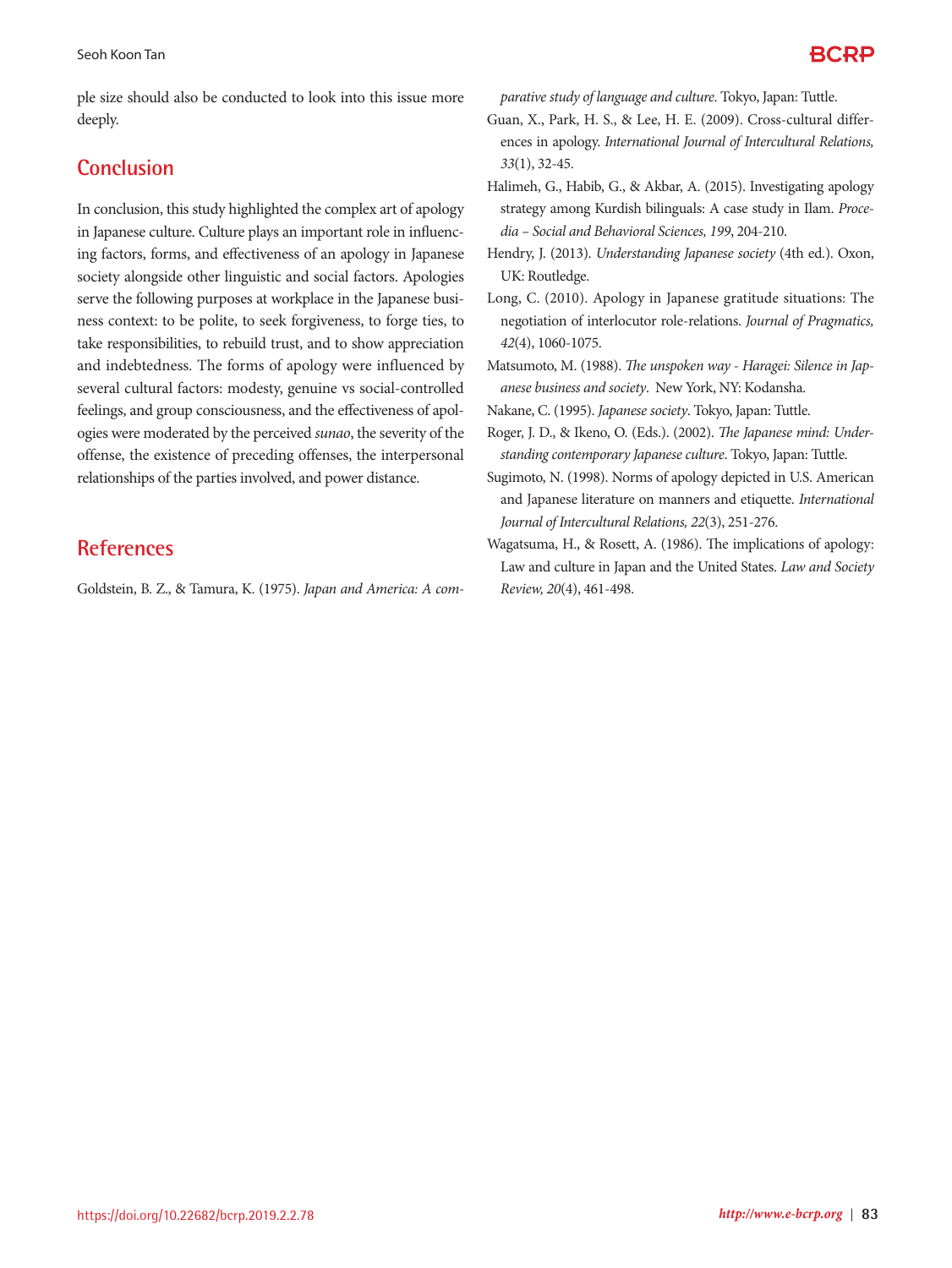ple size should also be conducted to look into this issue more deeply.

## Conclusion

In conclusion, this study highlighted the complex art of apology in Japanese culture. Culture plays an important role in influencing factors, forms, and effectiveness of an apology in Japanese society alongside other linguistic and social factors. Apologies serve the following purposes at workplace in the Japanese business context: to be polite, to seek forgiveness, to forge ties, to take responsibilities, to rebuild trust, and to show appreciation and indebtedness. The forms of apology were influenced by several cultural factors: modesty, genuine vs social-controlled feelings, and group consciousness, and the effectiveness of apologies were moderated by the perceived *sunao*, the severity of the offense, the existence of preceding offenses, the interpersonal relationships of the parties involved, and power distance.

## References

Goldstein, B. Z., & Tamura, K. (1975). *Japan and America: A comparative study of language and culture*. Tokyo, Japan: Tuttle.

Guan, X., Park, H. S., & Lee, H. E. (2009). Cross-cultural differences in apology. *International Journal of Intercultural Relations, 33*(1), 32-45.

Halimeh, G., Habib, G., & Akbar, A. (2015). Investigating apology strategy among Kurdish bilinguals: A case study in Ilam. *Procedia – Social and Behavioral Sciences, 199*, 204-210.

Hendry, J. (2013). *Understanding Japanese society* (4th ed.). Oxon, UK: Routledge.

Long, C. (2010). Apology in Japanese gratitude situations: The negotiation of interlocutor role-relations. *Journal of Pragmatics, 42*(4), 1060-1075.

Matsumoto, M. (1988). *The unspoken way - Haragei: Silence in Japanese business and society*. New York, NY: Kodansha.

Nakane, C. (1995). *Japanese society*. Tokyo, Japan: Tuttle.

Roger, J. D., & Ikeno, O. (Eds.). (2002). *The Japanese mind: Understanding contemporary Japanese culture*. Tokyo, Japan: Tuttle.

Sugimoto, N. (1998). Norms of apology depicted in U.S. American and Japanese literature on manners and etiquette. *International Journal of Intercultural Relations, 22*(3), 251-276.

Wagatsuma, H., & Rosett, A. (1986). The implications of apology: Law and culture in Japan and the United States. *Law and Society Review, 20*(4), 461-498.